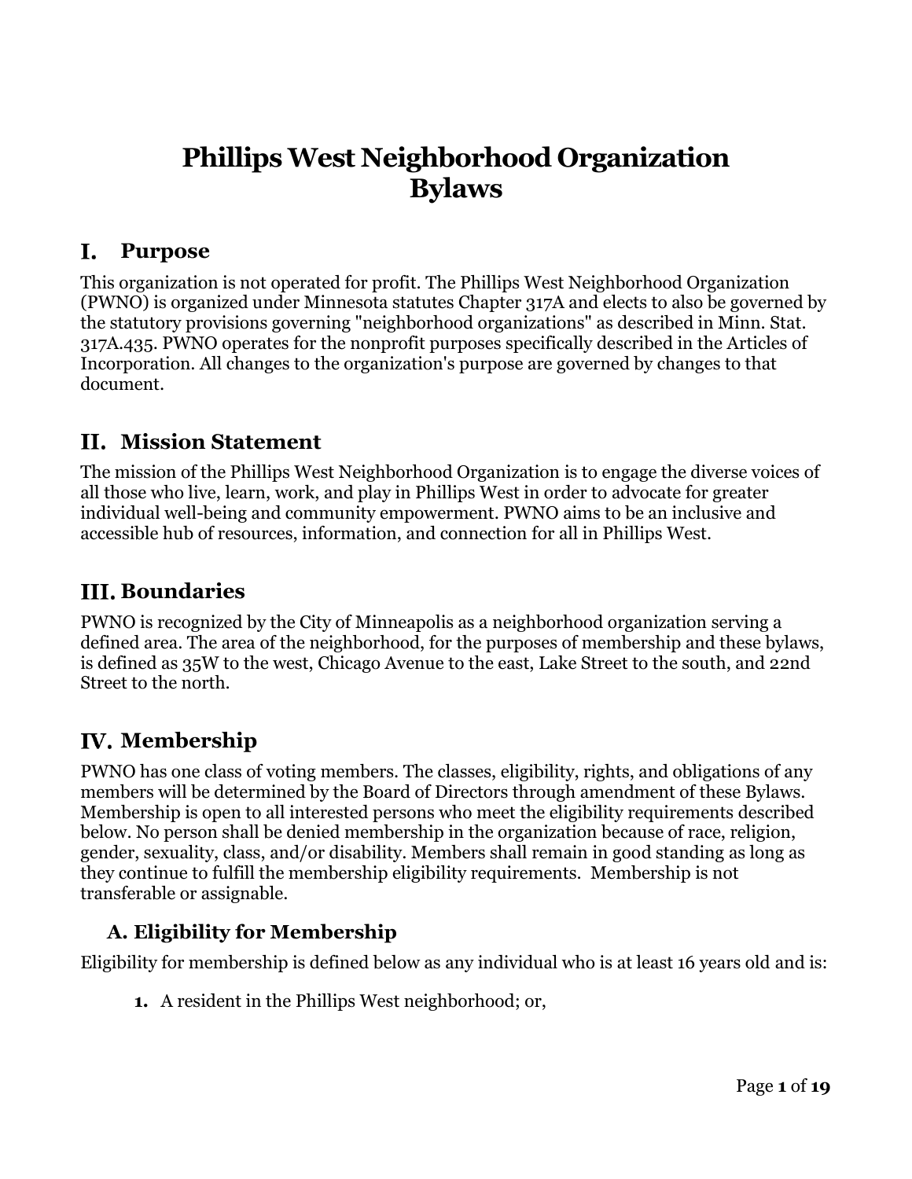# Phillips West Neighborhood Organization Bylaws

## I. Purpose

This organization is not operated for profit. The Phillips West Neighborhood Organization (PWNO) is organized under Minnesota statutes Chapter 317A and elects to also be governed by the statutory provisions governing "neighborhood organizations" as described in Minn. Stat. 317A.435. PWNO operates for the nonprofit purposes specifically described in the Articles of Incorporation. All changes to the organization's purpose are governed by changes to that document.

## II. Mission Statement

The mission of the Phillips West Neighborhood Organization is to engage the diverse voices of all those who live, learn, work, and play in Phillips West in order to advocate for greater individual well-being and community empowerment. PWNO aims to be an inclusive and accessible hub of resources, information, and connection for all in Phillips West.

## III. Boundaries

PWNO is recognized by the City of Minneapolis as a neighborhood organization serving a defined area. The area of the neighborhood, for the purposes of membership and these bylaws, is defined as 35W to the west, Chicago Avenue to the east, Lake Street to the south, and 22nd Street to the north.

## IV. Membership

PWNO has one class of voting members. The classes, eligibility, rights, and obligations of any members will be determined by the Board of Directors through amendment of these Bylaws. Membership is open to all interested persons who meet the eligibility requirements described below. No person shall be denied membership in the organization because of race, religion, gender, sexuality, class, and/or disability. Members shall remain in good standing as long as they continue to fulfill the membership eligibility requirements. Membership is not transferable or assignable.

### A. Eligibility for Membership

Eligibility for membership is defined below as any individual who is at least 16 years old and is:

1. A resident in the Phillips West neighborhood; or,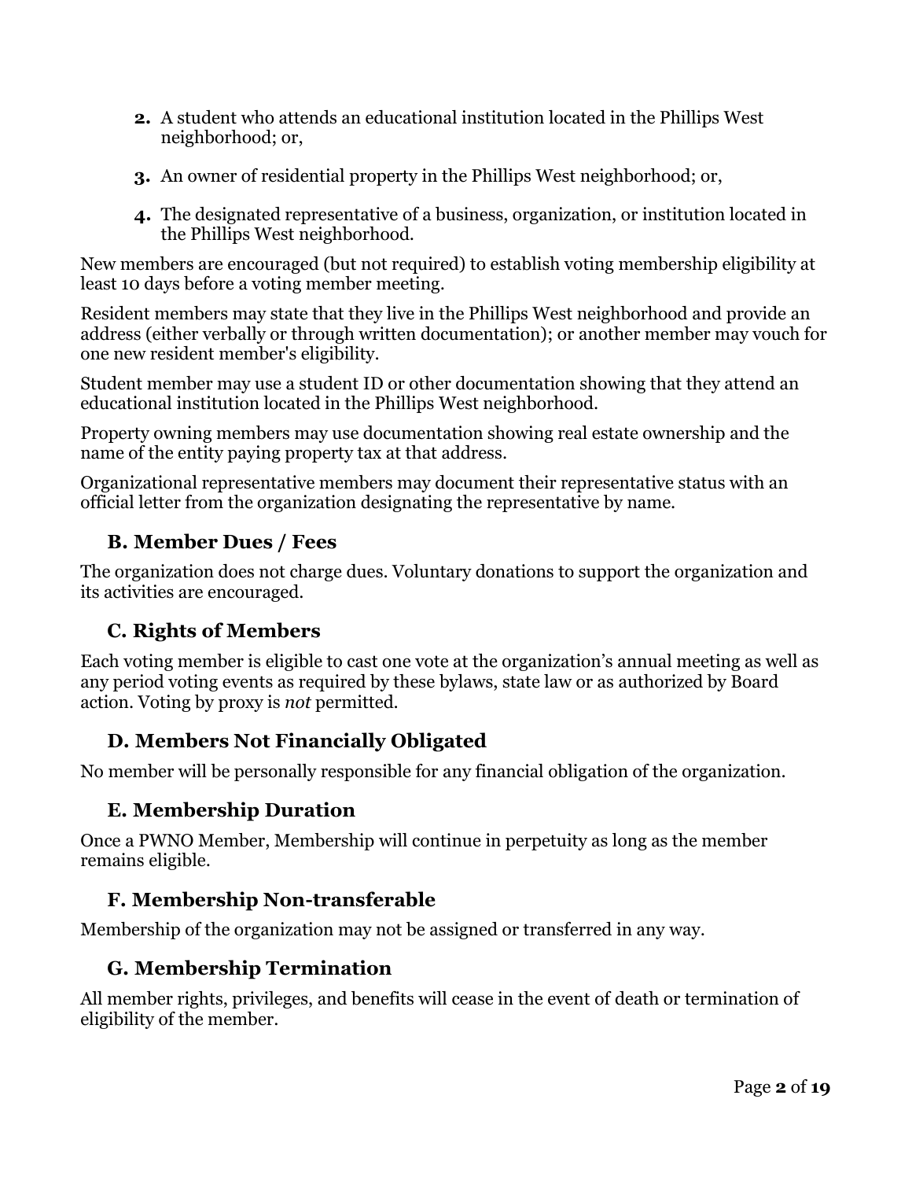2. A student who attends an educational institution located in the Phillips West neighborhood; or,

3. An owner of residential property in the Phillips West neighborhood; or,

4. The designated representative of a business, organization, or institution located in the Phillips West neighborhood.

New members are encouraged (but not required) to establish voting membership eligibility at least 10 days before a voting member meeting.

Resident members may state that they live in the Phillips West neighborhood and provide an address (either verbally or through written documentation); or another member may vouch for one new resident member's eligibility.

Student member may use a student ID or other documentation showing that they attend an educational institution located in the Phillips West neighborhood.

Property owning members may use documentation showing real estate ownership and the name of the entity paying property tax at that address.

Organizational representative members may document their representative status with an official letter from the organization designating the representative by name.

### B. Member Dues / Fees

The organization does not charge dues. Voluntary donations to support the organization and its activities are encouraged.

### C. Rights of Members

Each voting member is eligible to cast one vote at the organization's annual meeting as well as any period voting events as required by these bylaws, state law or as authorized by Board action. Voting by proxy is *not* permitted.

### D. Members Not Financially Obligated

No member will be personally responsible for any financial obligation of the organization.

### E. Membership Duration

Once a PWNO Member, Membership will continue in perpetuity as long as the member remains eligible.

### F. Membership Non-transferable

Membership of the organization may not be assigned or transferred in any way.

### G. Membership Termination

All member rights, privileges, and benefits will cease in the event of death or termination of eligibility of the member.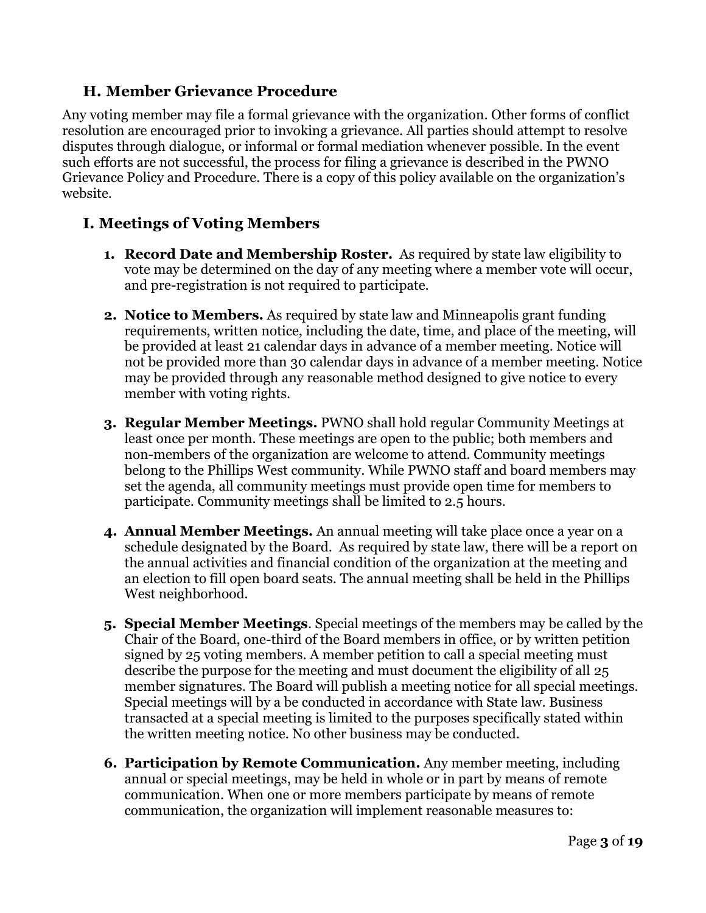## H. Member Grievance Procedure

Any voting member may file a formal grievance with the organization. Other forms of conflict resolution are encouraged prior to invoking a grievance. All parties should attempt to resolve disputes through dialogue, or informal or formal mediation whenever possible. In the event such efforts are not successful, the process for filing a grievance is described in the PWNO Grievance Policy and Procedure. There is a copy of this policy available on the organization's website.

## I. Meetings of Voting Members

1. **Record Date and Membership Roster.** As required by state law eligibility to vote may be determined on the day of any meeting where a member vote will occur, and pre-registration is not required to participate.

2. **Notice to Members.** As required by state law and Minneapolis grant funding requirements, written notice, including the date, time, and place of the meeting, will be provided at least 21 calendar days in advance of a member meeting. Notice will not be provided more than 30 calendar days in advance of a member meeting. Notice may be provided through any reasonable method designed to give notice to every member with voting rights.

3. **Regular Member Meetings.** PWNO shall hold regular Community Meetings at least once per month. These meetings are open to the public; both members and non-members of the organization are welcome to attend. Community meetings belong to the Phillips West community. While PWNO staff and board members may set the agenda, all community meetings must provide open time for members to participate. Community meetings shall be limited to 2.5 hours.

4. **Annual Member Meetings.** An annual meeting will take place once a year on a schedule designated by the Board. As required by state law, there will be a report on the annual activities and financial condition of the organization at the meeting and an election to fill open board seats. The annual meeting shall be held in the Phillips West neighborhood.

5. **Special Member Meetings**. Special meetings of the members may be called by the Chair of the Board, one-third of the Board members in office, or by written petition signed by 25 voting members. A member petition to call a special meeting must describe the purpose for the meeting and must document the eligibility of all 25 member signatures. The Board will publish a meeting notice for all special meetings. Special meetings will by a be conducted in accordance with State law. Business transacted at a special meeting is limited to the purposes specifically stated within the written meeting notice. No other business may be conducted.

6. **Participation by Remote Communication.** Any member meeting, including annual or special meetings, may be held in whole or in part by means of remote communication. When one or more members participate by means of remote communication, the organization will implement reasonable measures to: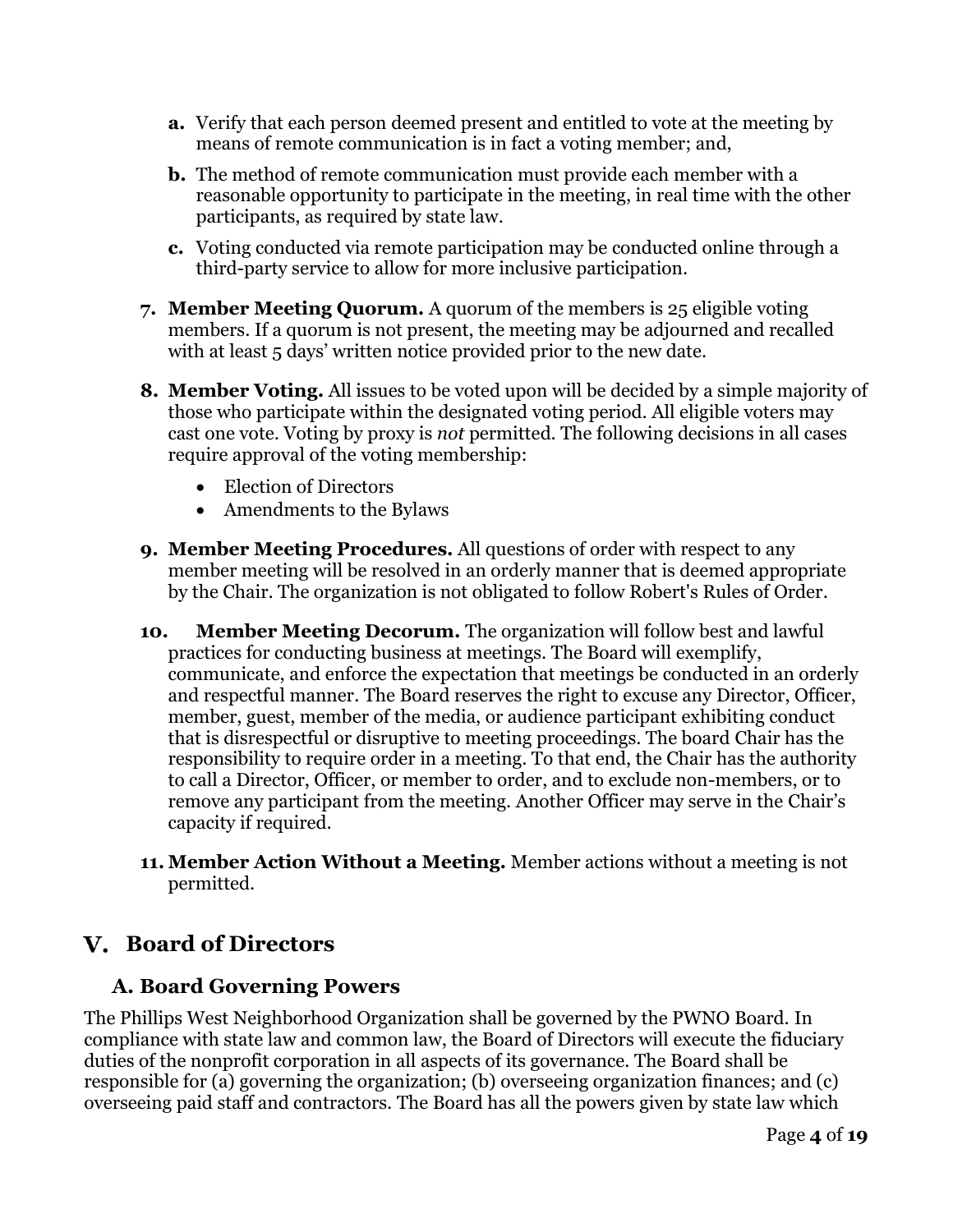a. Verify that each person deemed present and entitled to vote at the meeting by means of remote communication is in fact a voting member; and,

b. The method of remote communication must provide each member with a reasonable opportunity to participate in the meeting, in real time with the other participants, as required by state law.

c. Voting conducted via remote participation may be conducted online through a third-party service to allow for more inclusive participation.

7. **Member Meeting Quorum.** A quorum of the members is 25 eligible voting members. If a quorum is not present, the meeting may be adjourned and recalled with at least 5 days' written notice provided prior to the new date.

8. **Member Voting.** All issues to be voted upon will be decided by a simple majority of those who participate within the designated voting period. All eligible voters may cast one vote. Voting by proxy is *not* permitted. The following decisions in all cases require approval of the voting membership:

    - Election of Directors
    - Amendments to the Bylaws

9. **Member Meeting Procedures.** All questions of order with respect to any member meeting will be resolved in an orderly manner that is deemed appropriate by the Chair. The organization is not obligated to follow Robert's Rules of Order.

10. **Member Meeting Decorum.** The organization will follow best and lawful practices for conducting business at meetings. The Board will exemplify, communicate, and enforce the expectation that meetings be conducted in an orderly and respectful manner. The Board reserves the right to excuse any Director, Officer, member, guest, member of the media, or audience participant exhibiting conduct that is disrespectful or disruptive to meeting proceedings. The board Chair has the responsibility to require order in a meeting. To that end, the Chair has the authority to call a Director, Officer, or member to order, and to exclude non-members, or to remove any participant from the meeting. Another Officer may serve in the Chair's capacity if required.

11. **Member Action Without a Meeting.** Member actions without a meeting is not permitted.

# V. Board of Directors

## A. Board Governing Powers

The Phillips West Neighborhood Organization shall be governed by the PWNO Board. In compliance with state law and common law, the Board of Directors will execute the fiduciary duties of the nonprofit corporation in all aspects of its governance. The Board shall be responsible for (a) governing the organization; (b) overseeing organization finances; and (c) overseeing paid staff and contractors. The Board has all the powers given by state law which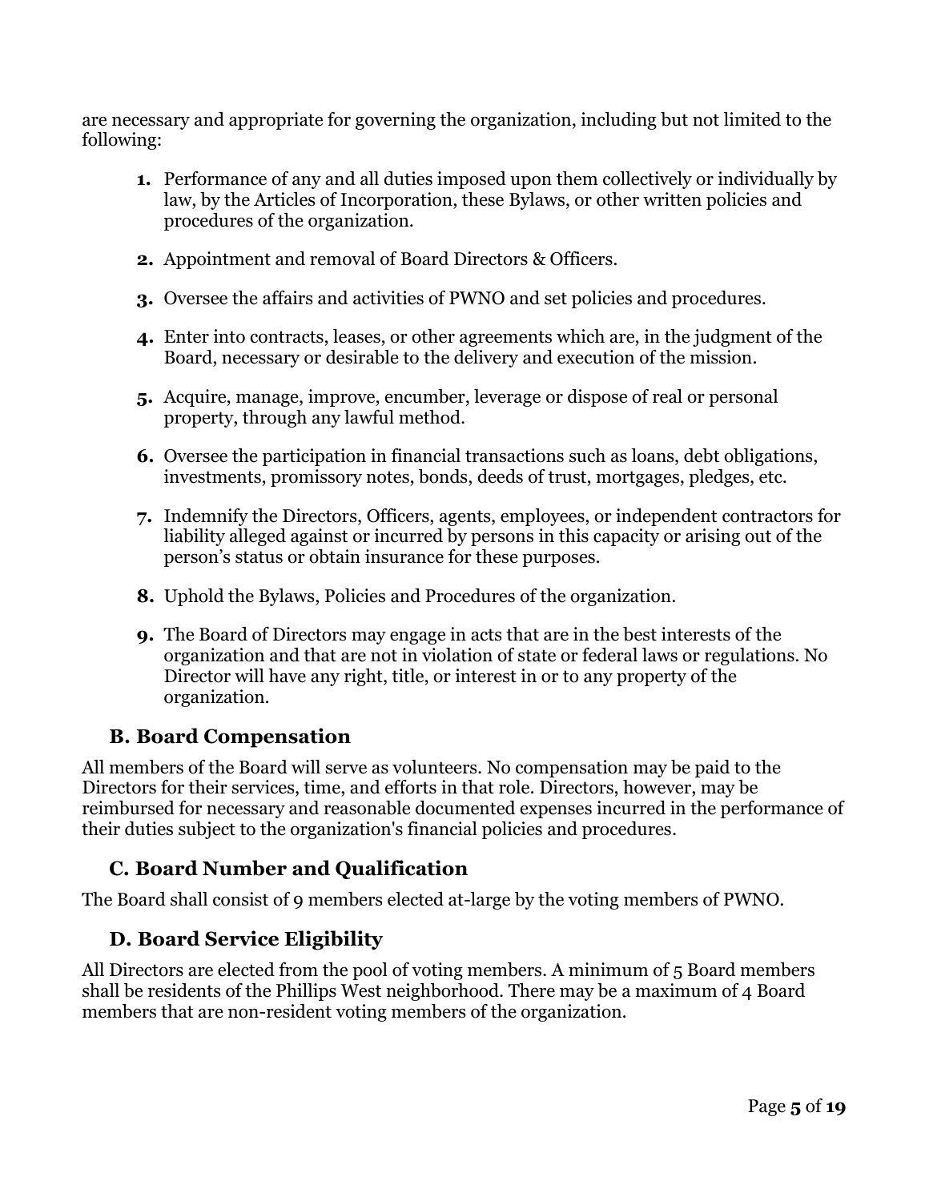are necessary and appropriate for governing the organization, including but not limited to the following:

1. Performance of any and all duties imposed upon them collectively or individually by law, by the Articles of Incorporation, these Bylaws, or other written policies and procedures of the organization.

2. Appointment and removal of Board Directors & Officers.

3. Oversee the affairs and activities of PWNO and set policies and procedures.

4. Enter into contracts, leases, or other agreements which are, in the judgment of the Board, necessary or desirable to the delivery and execution of the mission.

5. Acquire, manage, improve, encumber, leverage or dispose of real or personal property, through any lawful method.

6. Oversee the participation in financial transactions such as loans, debt obligations, investments, promissory notes, bonds, deeds of trust, mortgages, pledges, etc.

7. Indemnify the Directors, Officers, agents, employees, or independent contractors for liability alleged against or incurred by persons in this capacity or arising out of the person's status or obtain insurance for these purposes.

8. Uphold the Bylaws, Policies and Procedures of the organization.

9. The Board of Directors may engage in acts that are in the best interests of the organization and that are not in violation of state or federal laws or regulations. No Director will have any right, title, or interest in or to any property of the organization.

### B. Board Compensation

All members of the Board will serve as volunteers. No compensation may be paid to the Directors for their services, time, and efforts in that role. Directors, however, may be reimbursed for necessary and reasonable documented expenses incurred in the performance of their duties subject to the organization's financial policies and procedures.

### C. Board Number and Qualification

The Board shall consist of 9 members elected at-large by the voting members of PWNO.

### D. Board Service Eligibility

All Directors are elected from the pool of voting members. A minimum of 5 Board members shall be residents of the Phillips West neighborhood. There may be a maximum of 4 Board members that are non-resident voting members of the organization.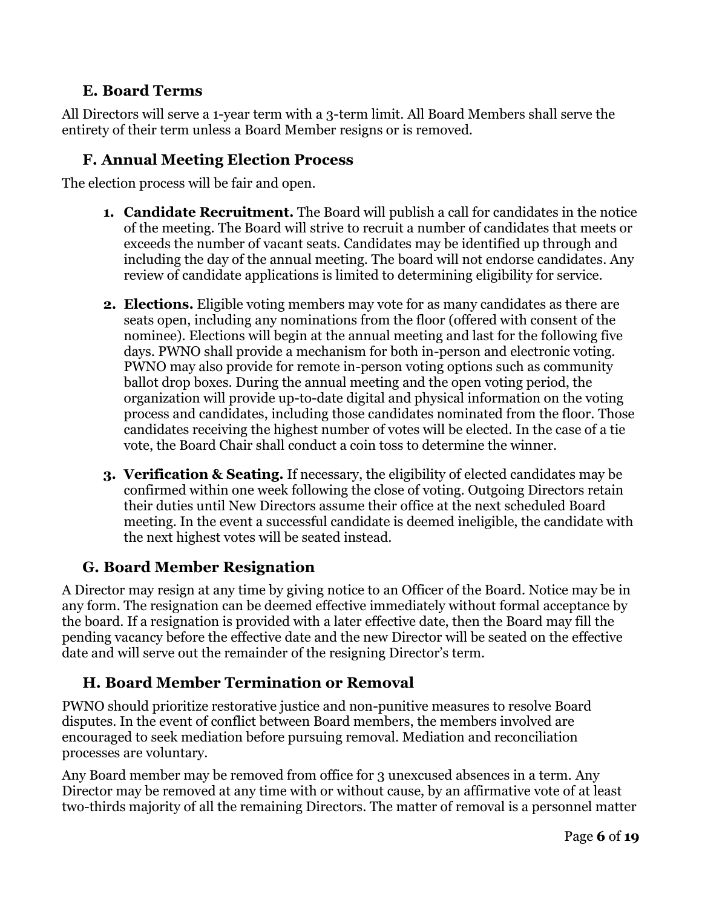### E. Board Terms

All Directors will serve a 1-year term with a 3-term limit. All Board Members shall serve the entirety of their term unless a Board Member resigns or is removed.

### F. Annual Meeting Election Process

The election process will be fair and open.

1. **Candidate Recruitment.** The Board will publish a call for candidates in the notice of the meeting. The Board will strive to recruit a number of candidates that meets or exceeds the number of vacant seats. Candidates may be identified up through and including the day of the annual meeting. The board will not endorse candidates. Any review of candidate applications is limited to determining eligibility for service.

2. **Elections.** Eligible voting members may vote for as many candidates as there are seats open, including any nominations from the floor (offered with consent of the nominee). Elections will begin at the annual meeting and last for the following five days. PWNO shall provide a mechanism for both in-person and electronic voting. PWNO may also provide for remote in-person voting options such as community ballot drop boxes. During the annual meeting and the open voting period, the organization will provide up-to-date digital and physical information on the voting process and candidates, including those candidates nominated from the floor. Those candidates receiving the highest number of votes will be elected. In the case of a tie vote, the Board Chair shall conduct a coin toss to determine the winner.

3. **Verification & Seating.** If necessary, the eligibility of elected candidates may be confirmed within one week following the close of voting. Outgoing Directors retain their duties until New Directors assume their office at the next scheduled Board meeting. In the event a successful candidate is deemed ineligible, the candidate with the next highest votes will be seated instead.

### G. Board Member Resignation

A Director may resign at any time by giving notice to an Officer of the Board. Notice may be in any form. The resignation can be deemed effective immediately without formal acceptance by the board. If a resignation is provided with a later effective date, then the Board may fill the pending vacancy before the effective date and the new Director will be seated on the effective date and will serve out the remainder of the resigning Director's term.

### H. Board Member Termination or Removal

PWNO should prioritize restorative justice and non-punitive measures to resolve Board disputes. In the event of conflict between Board members, the members involved are encouraged to seek mediation before pursuing removal. Mediation and reconciliation processes are voluntary.

Any Board member may be removed from office for 3 unexcused absences in a term. Any Director may be removed at any time with or without cause, by an affirmative vote of at least two-thirds majority of all the remaining Directors. The matter of removal is a personnel matter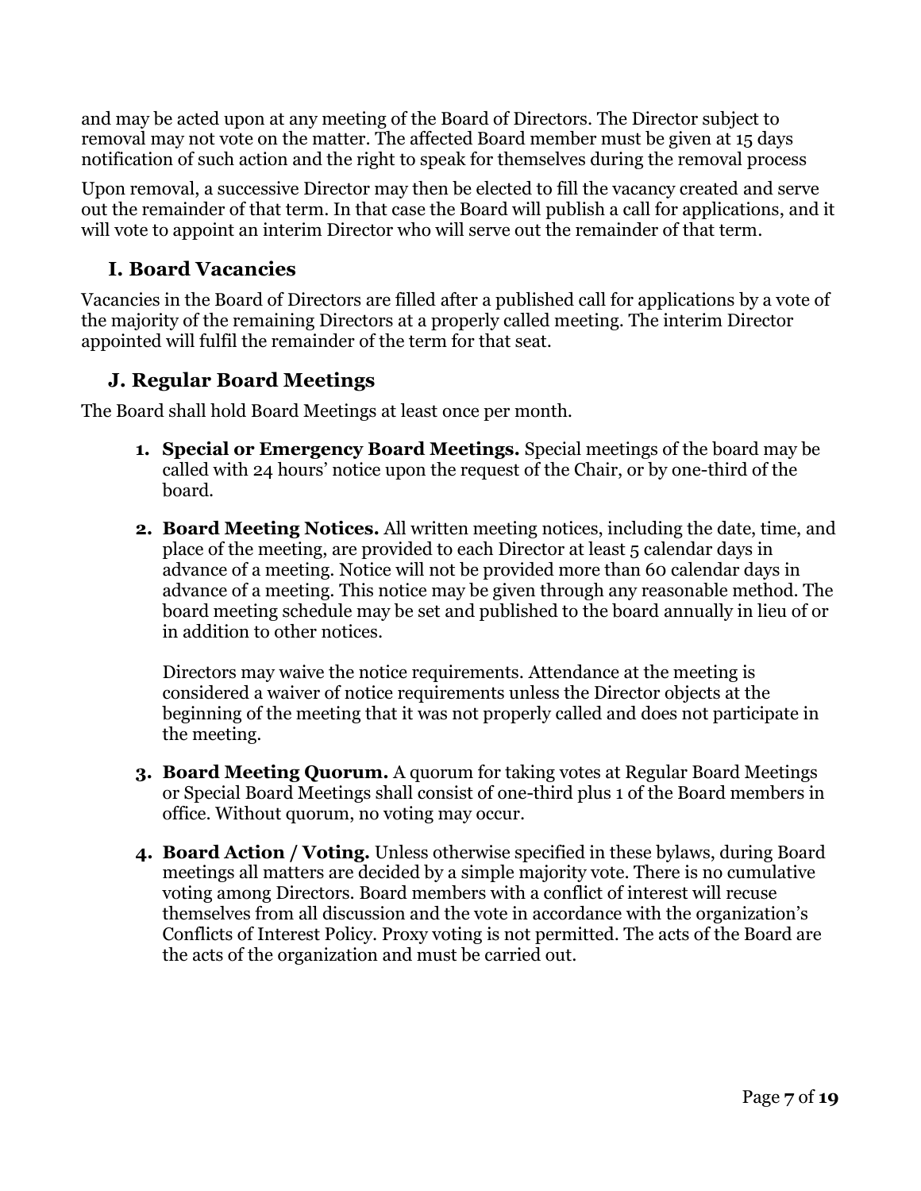and may be acted upon at any meeting of the Board of Directors. The Director subject to removal may not vote on the matter. The affected Board member must be given at 15 days notification of such action and the right to speak for themselves during the removal process

Upon removal, a successive Director may then be elected to fill the vacancy created and serve out the remainder of that term. In that case the Board will publish a call for applications, and it will vote to appoint an interim Director who will serve out the remainder of that term.

### I. Board Vacancies

Vacancies in the Board of Directors are filled after a published call for applications by a vote of the majority of the remaining Directors at a properly called meeting. The interim Director appointed will fulfil the remainder of the term for that seat.

### J. Regular Board Meetings

The Board shall hold Board Meetings at least once per month.

1. **Special or Emergency Board Meetings.** Special meetings of the board may be called with 24 hours' notice upon the request of the Chair, or by one-third of the board.

2. **Board Meeting Notices.** All written meeting notices, including the date, time, and place of the meeting, are provided to each Director at least 5 calendar days in advance of a meeting. Notice will not be provided more than 60 calendar days in advance of a meeting. This notice may be given through any reasonable method. The board meeting schedule may be set and published to the board annually in lieu of or in addition to other notices.

   Directors may waive the notice requirements. Attendance at the meeting is considered a waiver of notice requirements unless the Director objects at the beginning of the meeting that it was not properly called and does not participate in the meeting.

3. **Board Meeting Quorum.** A quorum for taking votes at Regular Board Meetings or Special Board Meetings shall consist of one-third plus 1 of the Board members in office. Without quorum, no voting may occur.

4. **Board Action / Voting.** Unless otherwise specified in these bylaws, during Board meetings all matters are decided by a simple majority vote. There is no cumulative voting among Directors. Board members with a conflict of interest will recuse themselves from all discussion and the vote in accordance with the organization's Conflicts of Interest Policy. Proxy voting is not permitted. The acts of the Board are the acts of the organization and must be carried out.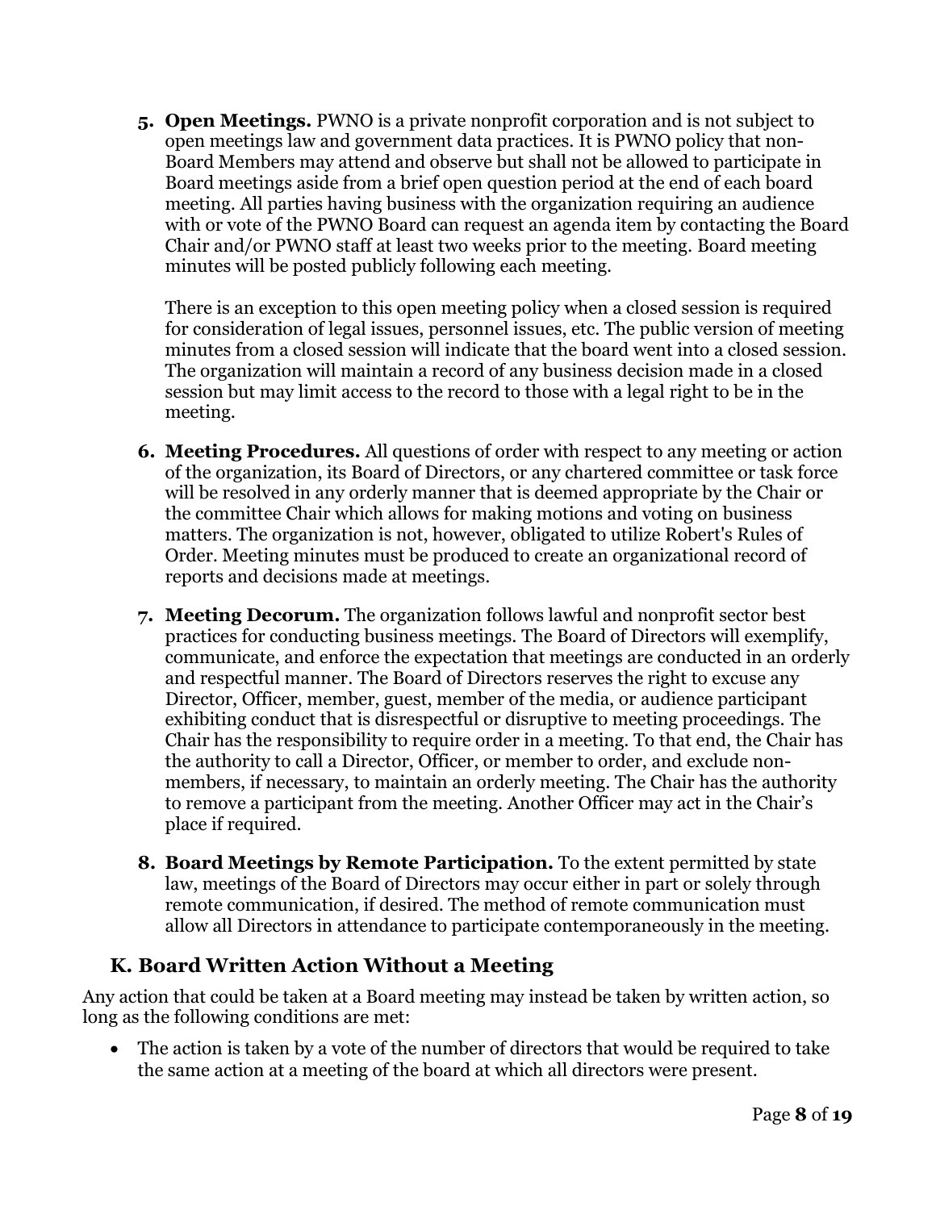5. **Open Meetings.** PWNO is a private nonprofit corporation and is not subject to open meetings law and government data practices. It is PWNO policy that non-Board Members may attend and observe but shall not be allowed to participate in Board meetings aside from a brief open question period at the end of each board meeting. All parties having business with the organization requiring an audience with or vote of the PWNO Board can request an agenda item by contacting the Board Chair and/or PWNO staff at least two weeks prior to the meeting. Board meeting minutes will be posted publicly following each meeting.

   There is an exception to this open meeting policy when a closed session is required for consideration of legal issues, personnel issues, etc. The public version of meeting minutes from a closed session will indicate that the board went into a closed session. The organization will maintain a record of any business decision made in a closed session but may limit access to the record to those with a legal right to be in the meeting.

6. **Meeting Procedures.** All questions of order with respect to any meeting or action of the organization, its Board of Directors, or any chartered committee or task force will be resolved in any orderly manner that is deemed appropriate by the Chair or the committee Chair which allows for making motions and voting on business matters. The organization is not, however, obligated to utilize Robert's Rules of Order. Meeting minutes must be produced to create an organizational record of reports and decisions made at meetings.

7. **Meeting Decorum.** The organization follows lawful and nonprofit sector best practices for conducting business meetings. The Board of Directors will exemplify, communicate, and enforce the expectation that meetings are conducted in an orderly and respectful manner. The Board of Directors reserves the right to excuse any Director, Officer, member, guest, member of the media, or audience participant exhibiting conduct that is disrespectful or disruptive to meeting proceedings. The Chair has the responsibility to require order in a meeting. To that end, the Chair has the authority to call a Director, Officer, or member to order, and exclude non-members, if necessary, to maintain an orderly meeting. The Chair has the authority to remove a participant from the meeting. Another Officer may act in the Chair's place if required.

8. **Board Meetings by Remote Participation.** To the extent permitted by state law, meetings of the Board of Directors may occur either in part or solely through remote communication, if desired. The method of remote communication must allow all Directors in attendance to participate contemporaneously in the meeting.

## K. Board Written Action Without a Meeting

Any action that could be taken at a Board meeting may instead be taken by written action, so long as the following conditions are met:

- The action is taken by a vote of the number of directors that would be required to take the same action at a meeting of the board at which all directors were present.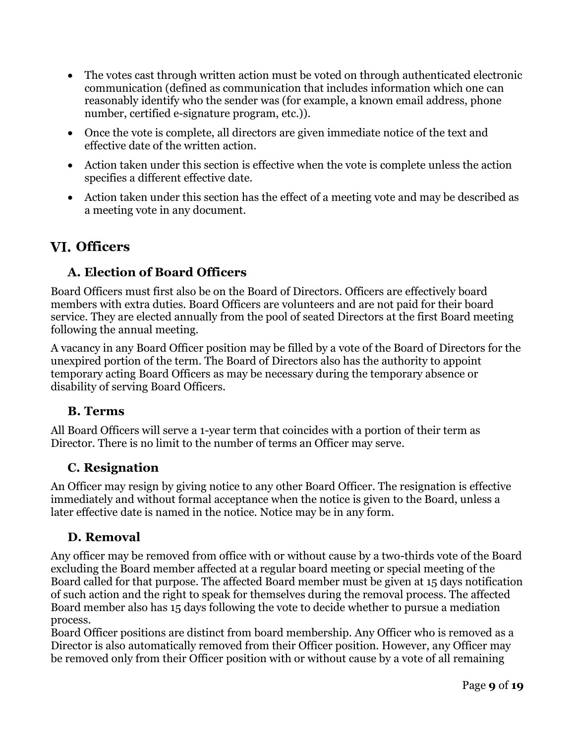- The votes cast through written action must be voted on through authenticated electronic communication (defined as communication that includes information which one can reasonably identify who the sender was (for example, a known email address, phone number, certified e-signature program, etc.)).
- Once the vote is complete, all directors are given immediate notice of the text and effective date of the written action.
- Action taken under this section is effective when the vote is complete unless the action specifies a different effective date.
- Action taken under this section has the effect of a meeting vote and may be described as a meeting vote in any document.

# VI. Officers

## A. Election of Board Officers

Board Officers must first also be on the Board of Directors. Officers are effectively board members with extra duties. Board Officers are volunteers and are not paid for their board service. They are elected annually from the pool of seated Directors at the first Board meeting following the annual meeting.

A vacancy in any Board Officer position may be filled by a vote of the Board of Directors for the unexpired portion of the term. The Board of Directors also has the authority to appoint temporary acting Board Officers as may be necessary during the temporary absence or disability of serving Board Officers.

## B. Terms

All Board Officers will serve a 1-year term that coincides with a portion of their term as Director. There is no limit to the number of terms an Officer may serve.

## C. Resignation

An Officer may resign by giving notice to any other Board Officer. The resignation is effective immediately and without formal acceptance when the notice is given to the Board, unless a later effective date is named in the notice. Notice may be in any form.

## D. Removal

Any officer may be removed from office with or without cause by a two-thirds vote of the Board excluding the Board member affected at a regular board meeting or special meeting of the Board called for that purpose. The affected Board member must be given at 15 days notification of such action and the right to speak for themselves during the removal process. The affected Board member also has 15 days following the vote to decide whether to pursue a mediation process.

Board Officer positions are distinct from board membership. Any Officer who is removed as a Director is also automatically removed from their Officer position. However, any Officer may be removed only from their Officer position with or without cause by a vote of all remaining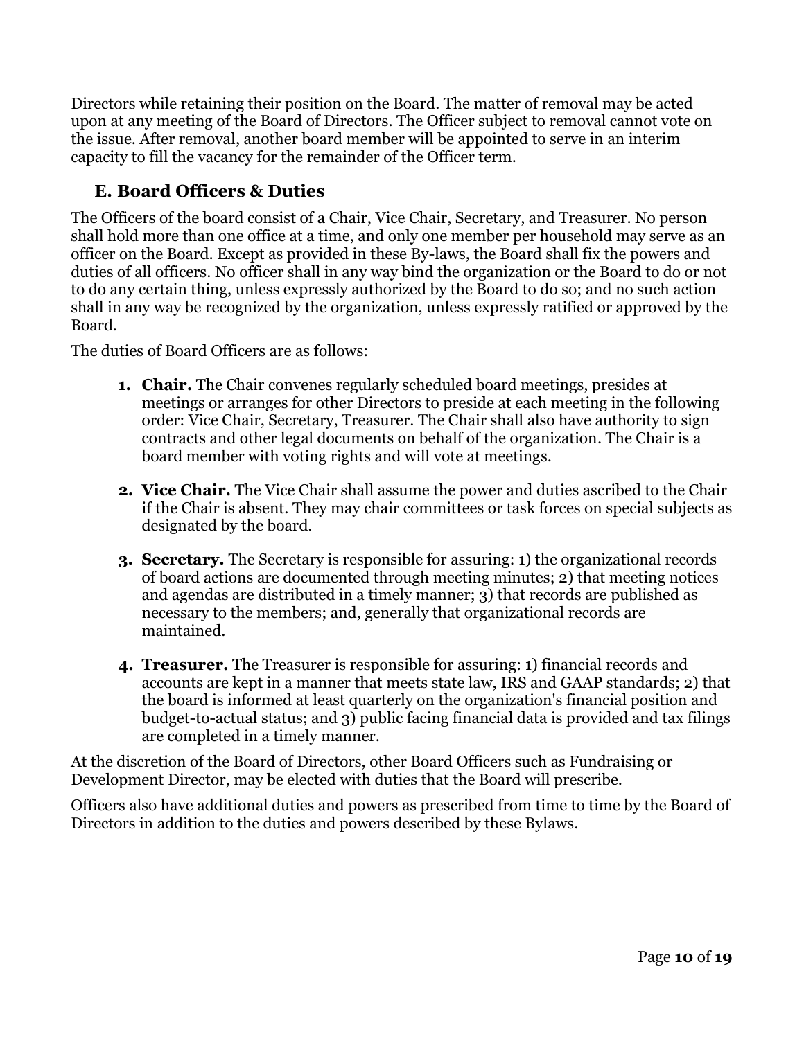Directors while retaining their position on the Board. The matter of removal may be acted upon at any meeting of the Board of Directors. The Officer subject to removal cannot vote on the issue. After removal, another board member will be appointed to serve in an interim capacity to fill the vacancy for the remainder of the Officer term.

### E. Board Officers & Duties

The Officers of the board consist of a Chair, Vice Chair, Secretary, and Treasurer. No person shall hold more than one office at a time, and only one member per household may serve as an officer on the Board. Except as provided in these By-laws, the Board shall fix the powers and duties of all officers. No officer shall in any way bind the organization or the Board to do or not to do any certain thing, unless expressly authorized by the Board to do so; and no such action shall in any way be recognized by the organization, unless expressly ratified or approved by the Board.

The duties of Board Officers are as follows:

1. **Chair.** The Chair convenes regularly scheduled board meetings, presides at meetings or arranges for other Directors to preside at each meeting in the following order: Vice Chair, Secretary, Treasurer. The Chair shall also have authority to sign contracts and other legal documents on behalf of the organization. The Chair is a board member with voting rights and will vote at meetings.

2. **Vice Chair.** The Vice Chair shall assume the power and duties ascribed to the Chair if the Chair is absent. They may chair committees or task forces on special subjects as designated by the board.

3. **Secretary.** The Secretary is responsible for assuring: 1) the organizational records of board actions are documented through meeting minutes; 2) that meeting notices and agendas are distributed in a timely manner; 3) that records are published as necessary to the members; and, generally that organizational records are maintained.

4. **Treasurer.** The Treasurer is responsible for assuring: 1) financial records and accounts are kept in a manner that meets state law, IRS and GAAP standards; 2) that the board is informed at least quarterly on the organization's financial position and budget-to-actual status; and 3) public facing financial data is provided and tax filings are completed in a timely manner.

At the discretion of the Board of Directors, other Board Officers such as Fundraising or Development Director, may be elected with duties that the Board will prescribe.

Officers also have additional duties and powers as prescribed from time to time by the Board of Directors in addition to the duties and powers described by these Bylaws.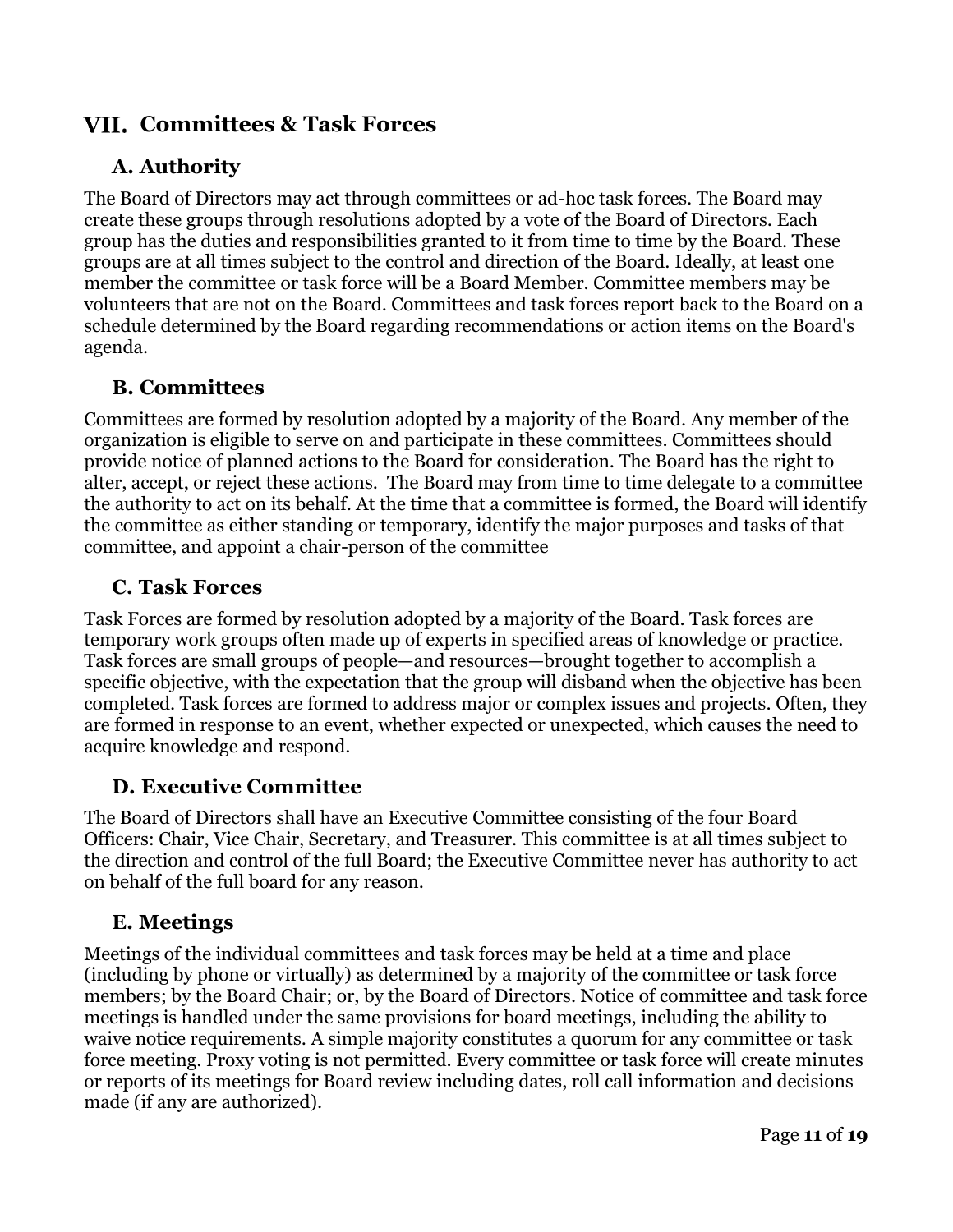# VII. Committees & Task Forces

## A. Authority

The Board of Directors may act through committees or ad-hoc task forces. The Board may create these groups through resolutions adopted by a vote of the Board of Directors. Each group has the duties and responsibilities granted to it from time to time by the Board. These groups are at all times subject to the control and direction of the Board. Ideally, at least one member the committee or task force will be a Board Member. Committee members may be volunteers that are not on the Board. Committees and task forces report back to the Board on a schedule determined by the Board regarding recommendations or action items on the Board's agenda.

## B. Committees

Committees are formed by resolution adopted by a majority of the Board. Any member of the organization is eligible to serve on and participate in these committees. Committees should provide notice of planned actions to the Board for consideration. The Board has the right to alter, accept, or reject these actions. The Board may from time to time delegate to a committee the authority to act on its behalf. At the time that a committee is formed, the Board will identify the committee as either standing or temporary, identify the major purposes and tasks of that committee, and appoint a chair-person of the committee

## C. Task Forces

Task Forces are formed by resolution adopted by a majority of the Board. Task forces are temporary work groups often made up of experts in specified areas of knowledge or practice. Task forces are small groups of people—and resources—brought together to accomplish a specific objective, with the expectation that the group will disband when the objective has been completed. Task forces are formed to address major or complex issues and projects. Often, they are formed in response to an event, whether expected or unexpected, which causes the need to acquire knowledge and respond.

## D. Executive Committee

The Board of Directors shall have an Executive Committee consisting of the four Board Officers: Chair, Vice Chair, Secretary, and Treasurer. This committee is at all times subject to the direction and control of the full Board; the Executive Committee never has authority to act on behalf of the full board for any reason.

## E. Meetings

Meetings of the individual committees and task forces may be held at a time and place (including by phone or virtually) as determined by a majority of the committee or task force members; by the Board Chair; or, by the Board of Directors. Notice of committee and task force meetings is handled under the same provisions for board meetings, including the ability to waive notice requirements. A simple majority constitutes a quorum for any committee or task force meeting. Proxy voting is not permitted. Every committee or task force will create minutes or reports of its meetings for Board review including dates, roll call information and decisions made (if any are authorized).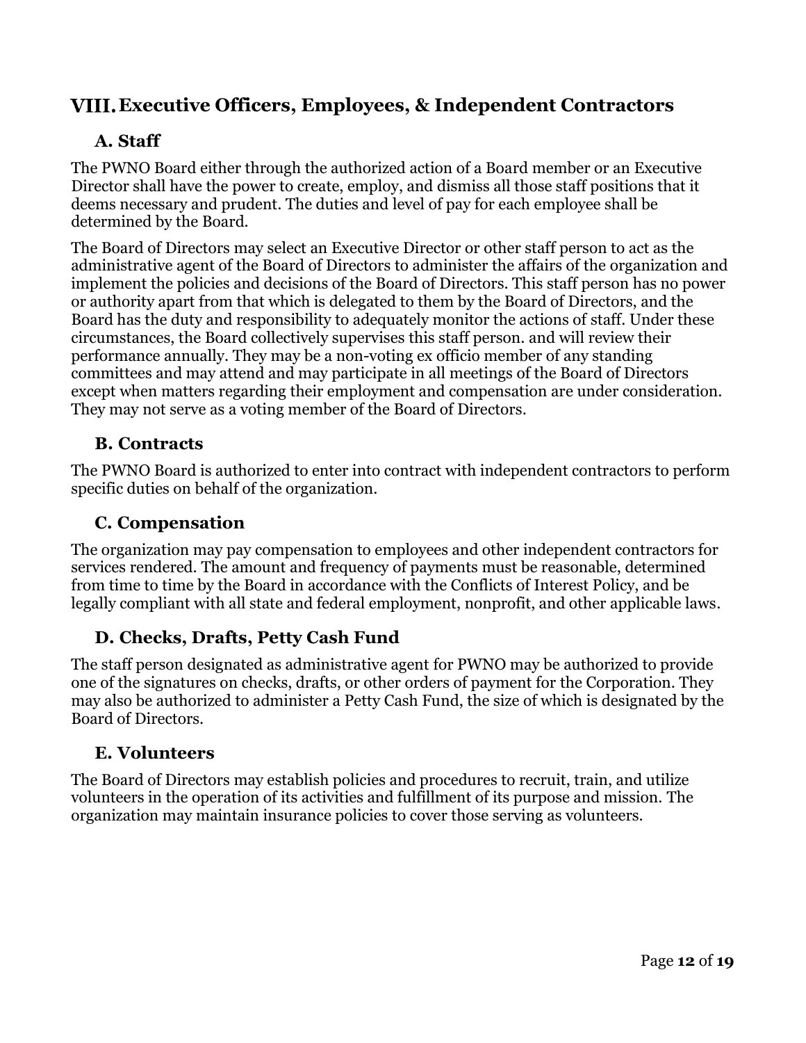## VIII. Executive Officers, Employees, & Independent Contractors

### A. Staff

The PWNO Board either through the authorized action of a Board member or an Executive Director shall have the power to create, employ, and dismiss all those staff positions that it deems necessary and prudent. The duties and level of pay for each employee shall be determined by the Board.

The Board of Directors may select an Executive Director or other staff person to act as the administrative agent of the Board of Directors to administer the affairs of the organization and implement the policies and decisions of the Board of Directors. This staff person has no power or authority apart from that which is delegated to them by the Board of Directors, and the Board has the duty and responsibility to adequately monitor the actions of staff. Under these circumstances, the Board collectively supervises this staff person. and will review their performance annually. They may be a non-voting ex officio member of any standing committees and may attend and may participate in all meetings of the Board of Directors except when matters regarding their employment and compensation are under consideration. They may not serve as a voting member of the Board of Directors.

### B. Contracts

The PWNO Board is authorized to enter into contract with independent contractors to perform specific duties on behalf of the organization.

### C. Compensation

The organization may pay compensation to employees and other independent contractors for services rendered. The amount and frequency of payments must be reasonable, determined from time to time by the Board in accordance with the Conflicts of Interest Policy, and be legally compliant with all state and federal employment, nonprofit, and other applicable laws.

### D. Checks, Drafts, Petty Cash Fund

The staff person designated as administrative agent for PWNO may be authorized to provide one of the signatures on checks, drafts, or other orders of payment for the Corporation. They may also be authorized to administer a Petty Cash Fund, the size of which is designated by the Board of Directors.

### E. Volunteers

The Board of Directors may establish policies and procedures to recruit, train, and utilize volunteers in the operation of its activities and fulfillment of its purpose and mission. The organization may maintain insurance policies to cover those serving as volunteers.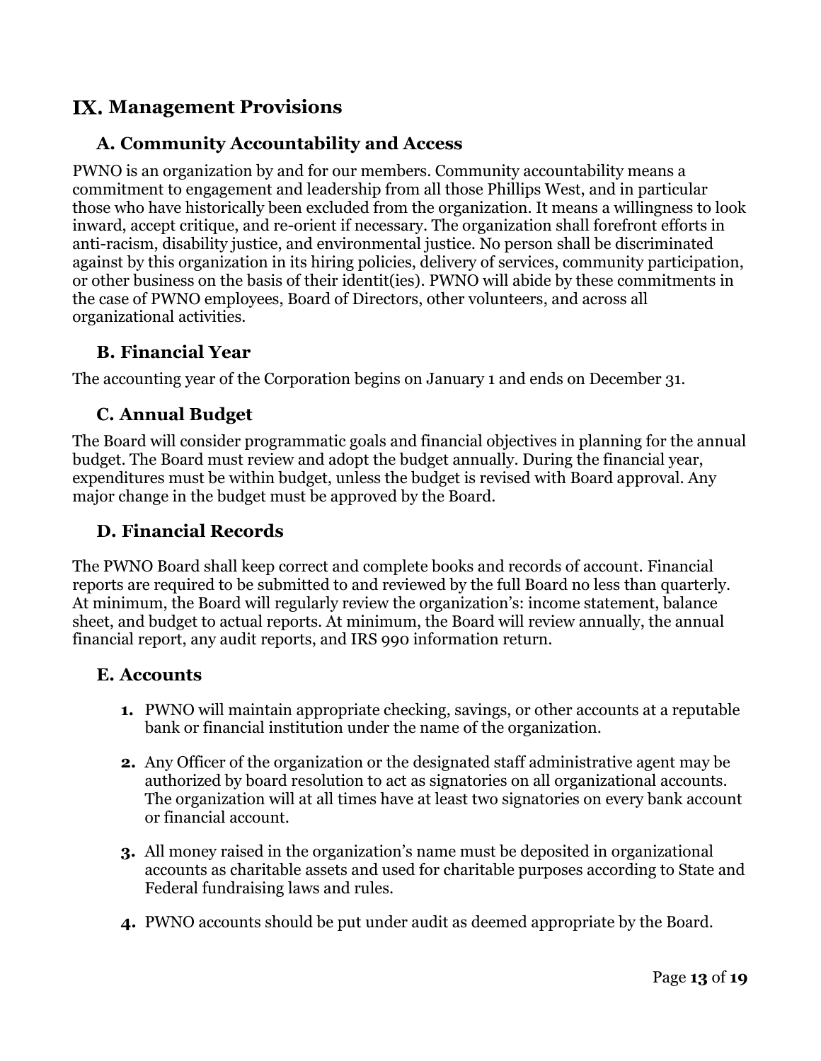# IX. Management Provisions

## A. Community Accountability and Access

PWNO is an organization by and for our members. Community accountability means a commitment to engagement and leadership from all those Phillips West, and in particular those who have historically been excluded from the organization. It means a willingness to look inward, accept critique, and re-orient if necessary. The organization shall forefront efforts in anti-racism, disability justice, and environmental justice. No person shall be discriminated against by this organization in its hiring policies, delivery of services, community participation, or other business on the basis of their identit(ies). PWNO will abide by these commitments in the case of PWNO employees, Board of Directors, other volunteers, and across all organizational activities.

## B. Financial Year

The accounting year of the Corporation begins on January 1 and ends on December 31.

## C. Annual Budget

The Board will consider programmatic goals and financial objectives in planning for the annual budget. The Board must review and adopt the budget annually. During the financial year, expenditures must be within budget, unless the budget is revised with Board approval. Any major change in the budget must be approved by the Board.

## D. Financial Records

The PWNO Board shall keep correct and complete books and records of account. Financial reports are required to be submitted to and reviewed by the full Board no less than quarterly. At minimum, the Board will regularly review the organization's: income statement, balance sheet, and budget to actual reports. At minimum, the Board will review annually, the annual financial report, any audit reports, and IRS 990 information return.

## E. Accounts

1. PWNO will maintain appropriate checking, savings, or other accounts at a reputable bank or financial institution under the name of the organization.

2. Any Officer of the organization or the designated staff administrative agent may be authorized by board resolution to act as signatories on all organizational accounts. The organization will at all times have at least two signatories on every bank account or financial account.

3. All money raised in the organization's name must be deposited in organizational accounts as charitable assets and used for charitable purposes according to State and Federal fundraising laws and rules.

4. PWNO accounts should be put under audit as deemed appropriate by the Board.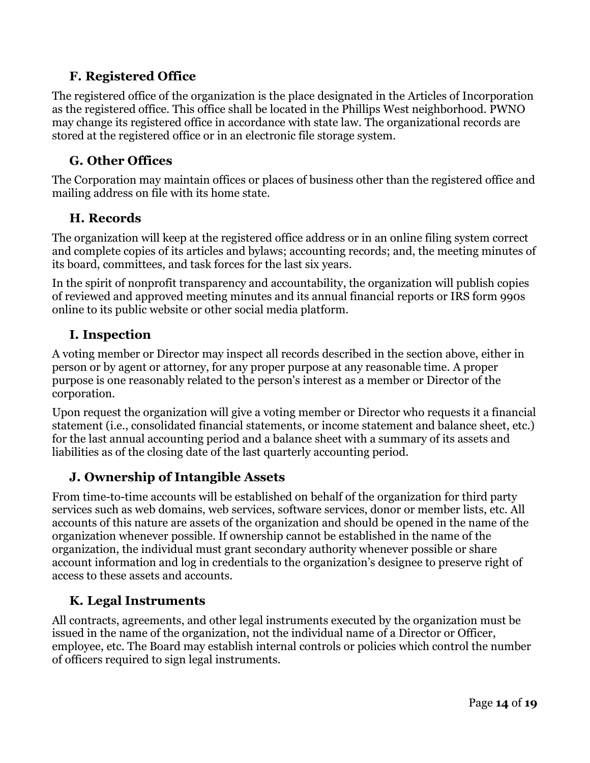### F. Registered Office

The registered office of the organization is the place designated in the Articles of Incorporation as the registered office. This office shall be located in the Phillips West neighborhood. PWNO may change its registered office in accordance with state law. The organizational records are stored at the registered office or in an electronic file storage system.

### G. Other Offices

The Corporation may maintain offices or places of business other than the registered office and mailing address on file with its home state.

### H. Records

The organization will keep at the registered office address or in an online filing system correct and complete copies of its articles and bylaws; accounting records; and, the meeting minutes of its board, committees, and task forces for the last six years.

In the spirit of nonprofit transparency and accountability, the organization will publish copies of reviewed and approved meeting minutes and its annual financial reports or IRS form 990s online to its public website or other social media platform.

### I. Inspection

A voting member or Director may inspect all records described in the section above, either in person or by agent or attorney, for any proper purpose at any reasonable time. A proper purpose is one reasonably related to the person's interest as a member or Director of the corporation.

Upon request the organization will give a voting member or Director who requests it a financial statement (i.e., consolidated financial statements, or income statement and balance sheet, etc.) for the last annual accounting period and a balance sheet with a summary of its assets and liabilities as of the closing date of the last quarterly accounting period.

### J. Ownership of Intangible Assets

From time-to-time accounts will be established on behalf of the organization for third party services such as web domains, web services, software services, donor or member lists, etc. All accounts of this nature are assets of the organization and should be opened in the name of the organization whenever possible. If ownership cannot be established in the name of the organization, the individual must grant secondary authority whenever possible or share account information and log in credentials to the organization's designee to preserve right of access to these assets and accounts.

### K. Legal Instruments

All contracts, agreements, and other legal instruments executed by the organization must be issued in the name of the organization, not the individual name of a Director or Officer, employee, etc. The Board may establish internal controls or policies which control the number of officers required to sign legal instruments.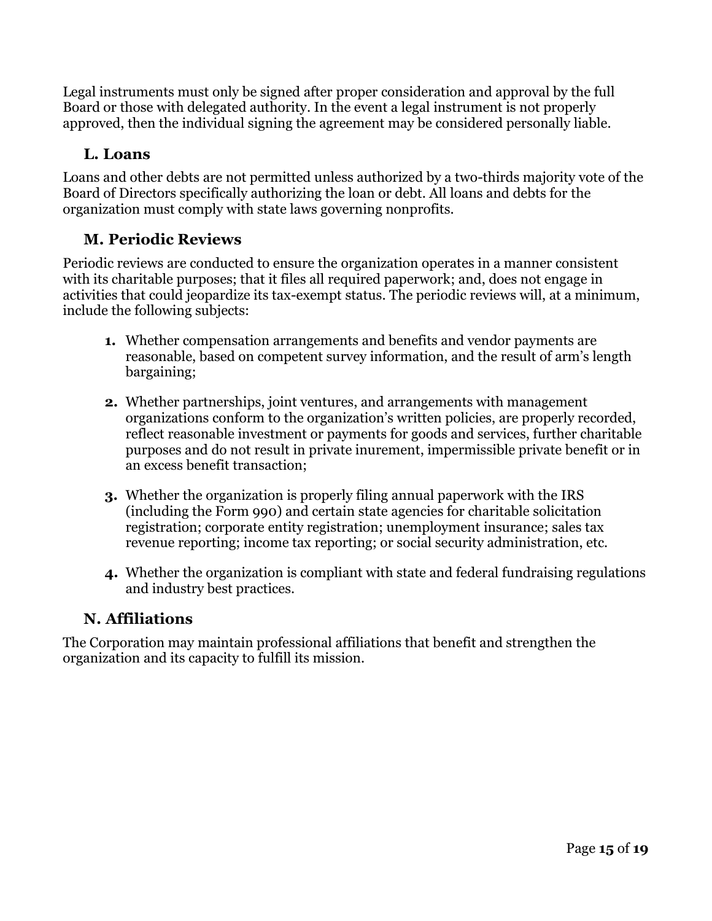Legal instruments must only be signed after proper consideration and approval by the full Board or those with delegated authority. In the event a legal instrument is not properly approved, then the individual signing the agreement may be considered personally liable.

### L. Loans

Loans and other debts are not permitted unless authorized by a two-thirds majority vote of the Board of Directors specifically authorizing the loan or debt. All loans and debts for the organization must comply with state laws governing nonprofits.

### M. Periodic Reviews

Periodic reviews are conducted to ensure the organization operates in a manner consistent with its charitable purposes; that it files all required paperwork; and, does not engage in activities that could jeopardize its tax-exempt status. The periodic reviews will, at a minimum, include the following subjects:

1. Whether compensation arrangements and benefits and vendor payments are reasonable, based on competent survey information, and the result of arm's length bargaining;

2. Whether partnerships, joint ventures, and arrangements with management organizations conform to the organization's written policies, are properly recorded, reflect reasonable investment or payments for goods and services, further charitable purposes and do not result in private inurement, impermissible private benefit or in an excess benefit transaction;

3. Whether the organization is properly filing annual paperwork with the IRS (including the Form 990) and certain state agencies for charitable solicitation registration; corporate entity registration; unemployment insurance; sales tax revenue reporting; income tax reporting; or social security administration, etc.

4. Whether the organization is compliant with state and federal fundraising regulations and industry best practices.

### N. Affiliations

The Corporation may maintain professional affiliations that benefit and strengthen the organization and its capacity to fulfill its mission.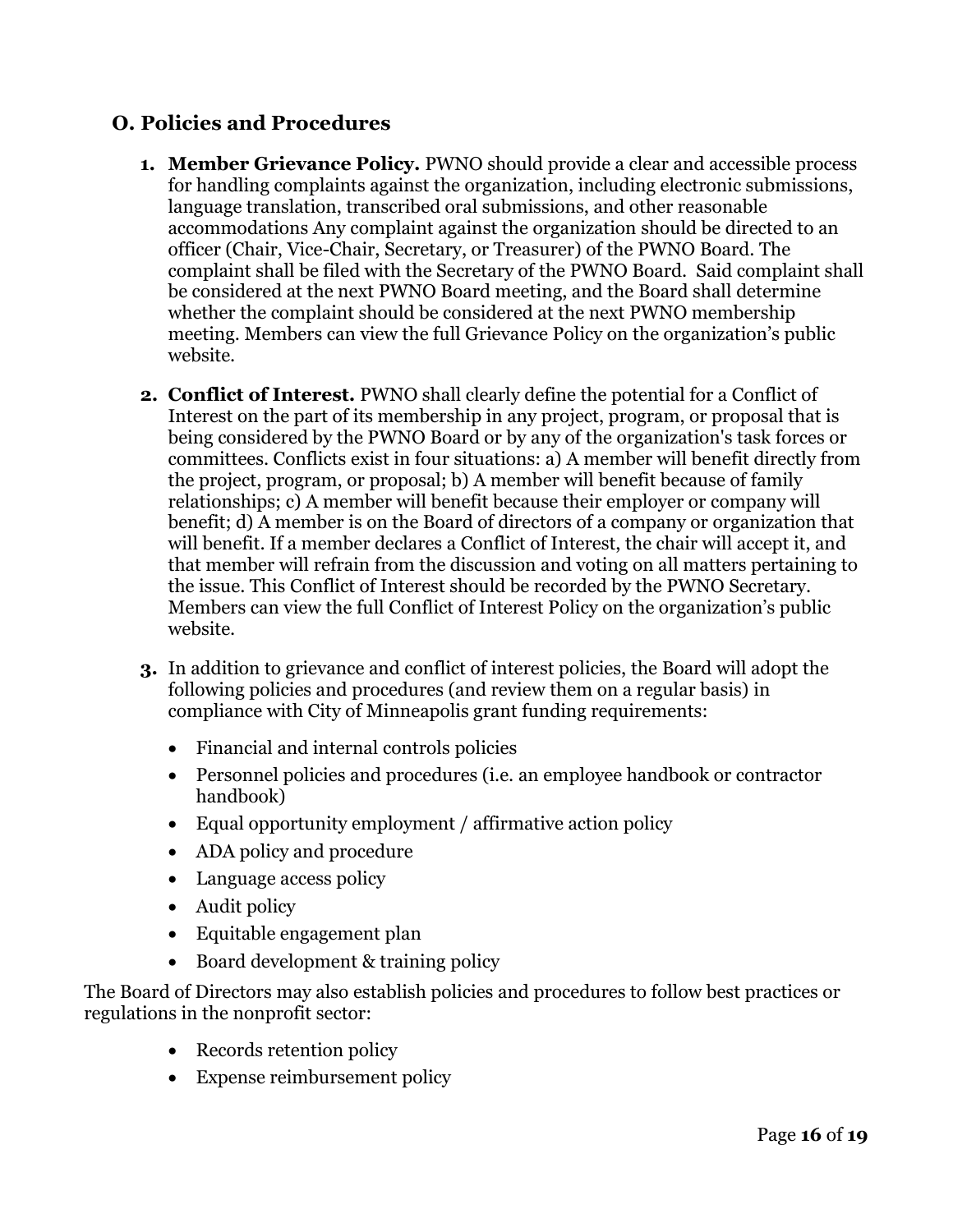## O. Policies and Procedures

1. **Member Grievance Policy.** PWNO should provide a clear and accessible process for handling complaints against the organization, including electronic submissions, language translation, transcribed oral submissions, and other reasonable accommodations Any complaint against the organization should be directed to an officer (Chair, Vice-Chair, Secretary, or Treasurer) of the PWNO Board. The complaint shall be filed with the Secretary of the PWNO Board. Said complaint shall be considered at the next PWNO Board meeting, and the Board shall determine whether the complaint should be considered at the next PWNO membership meeting. Members can view the full Grievance Policy on the organization's public website.

2. **Conflict of Interest.** PWNO shall clearly define the potential for a Conflict of Interest on the part of its membership in any project, program, or proposal that is being considered by the PWNO Board or by any of the organization's task forces or committees. Conflicts exist in four situations: a) A member will benefit directly from the project, program, or proposal; b) A member will benefit because of family relationships; c) A member will benefit because their employer or company will benefit; d) A member is on the Board of directors of a company or organization that will benefit. If a member declares a Conflict of Interest, the chair will accept it, and that member will refrain from the discussion and voting on all matters pertaining to the issue. This Conflict of Interest should be recorded by the PWNO Secretary. Members can view the full Conflict of Interest Policy on the organization's public website.

3. In addition to grievance and conflict of interest policies, the Board will adopt the following policies and procedures (and review them on a regular basis) in compliance with City of Minneapolis grant funding requirements:

   - Financial and internal controls policies
   - Personnel policies and procedures (i.e. an employee handbook or contractor handbook)
   - Equal opportunity employment / affirmative action policy
   - ADA policy and procedure
   - Language access policy
   - Audit policy
   - Equitable engagement plan
   - Board development & training policy

The Board of Directors may also establish policies and procedures to follow best practices or regulations in the nonprofit sector:

- Records retention policy
- Expense reimbursement policy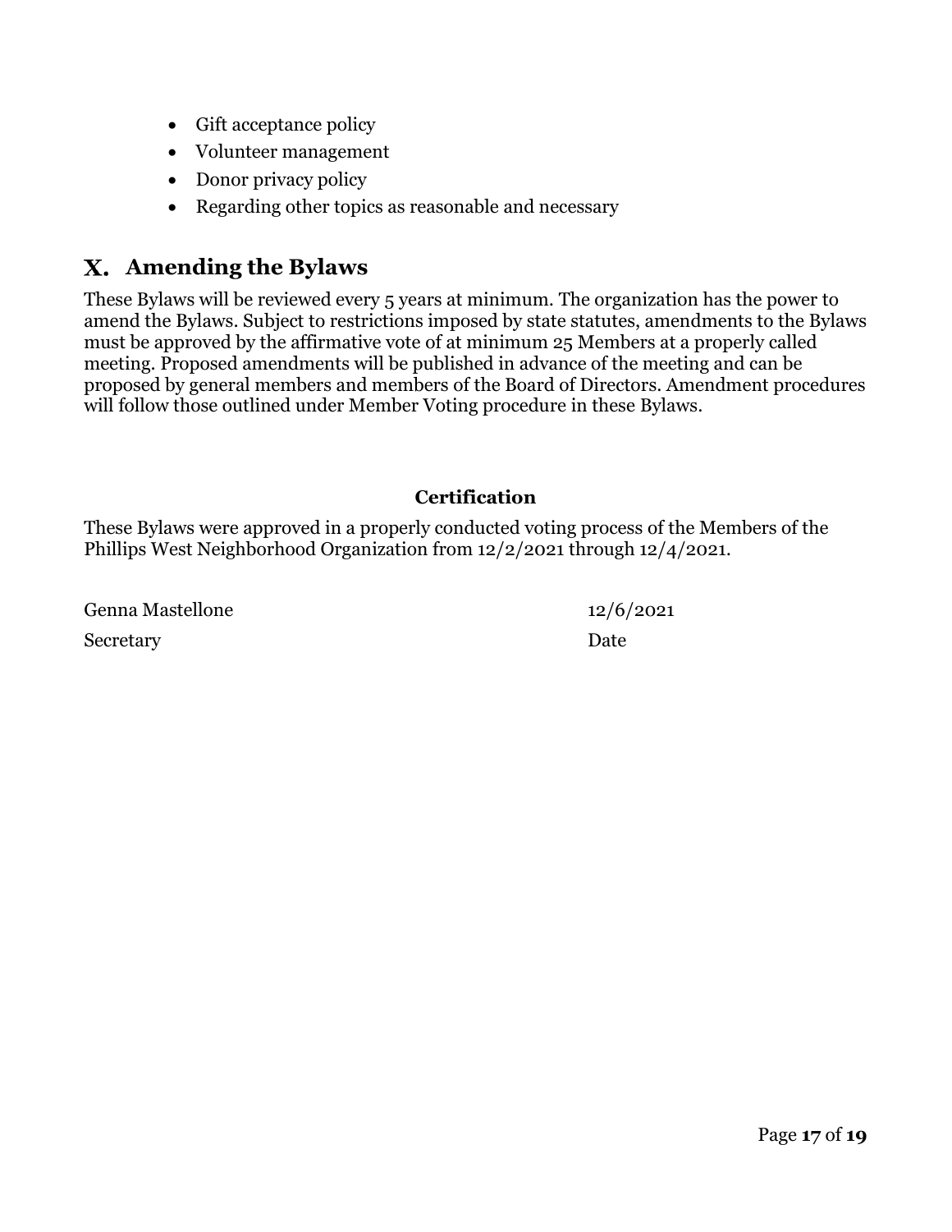- Gift acceptance policy
- Volunteer management
- Donor privacy policy
- Regarding other topics as reasonable and necessary

## X. Amending the Bylaws

These Bylaws will be reviewed every 5 years at minimum. The organization has the power to amend the Bylaws. Subject to restrictions imposed by state statutes, amendments to the Bylaws must be approved by the affirmative vote of at minimum 25 Members at a properly called meeting. Proposed amendments will be published in advance of the meeting and can be proposed by general members and members of the Board of Directors. Amendment procedures will follow those outlined under Member Voting procedure in these Bylaws.

**Certification**

These Bylaws were approved in a properly conducted voting process of the Members of the Phillips West Neighborhood Organization from 12/2/2021 through 12/4/2021.

Genna Mastellone  12/6/2021

Secretary  Date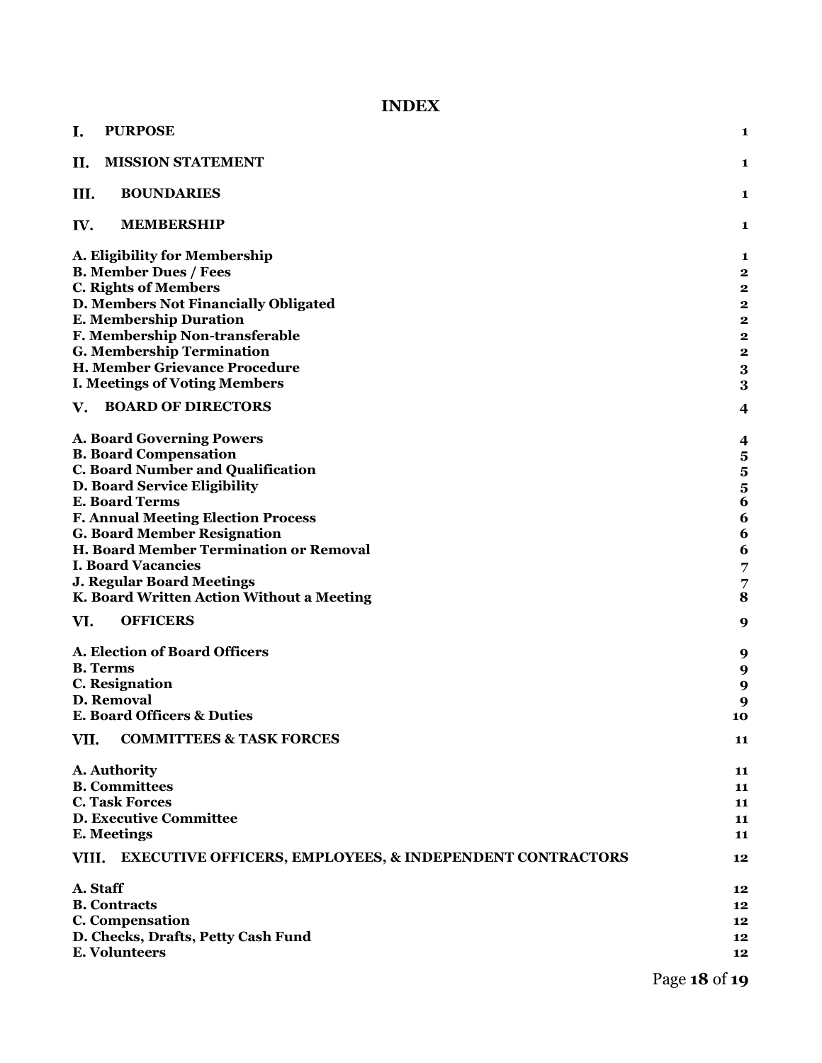# INDEX

| | |
|---|---|
| **I. PURPOSE** | **1** |
| **II. MISSION STATEMENT** | **1** |
| **III. BOUNDARIES** | **1** |
| **IV. MEMBERSHIP** | **1** |
| **A. Eligibility for Membership** | **1** |
| **B. Member Dues / Fees** | **2** |
| **C. Rights of Members** | **2** |
| **D. Members Not Financially Obligated** | **2** |
| **E. Membership Duration** | **2** |
| **F. Membership Non-transferable** | **2** |
| **G. Membership Termination** | **2** |
| **H. Member Grievance Procedure** | **3** |
| **I. Meetings of Voting Members** | **3** |
| **V. BOARD OF DIRECTORS** | **4** |
| **A. Board Governing Powers** | **4** |
| **B. Board Compensation** | **5** |
| **C. Board Number and Qualification** | **5** |
| **D. Board Service Eligibility** | **5** |
| **E. Board Terms** | **6** |
| **F. Annual Meeting Election Process** | **6** |
| **G. Board Member Resignation** | **6** |
| **H. Board Member Termination or Removal** | **6** |
| **I. Board Vacancies** | **7** |
| **J. Regular Board Meetings** | **7** |
| **K. Board Written Action Without a Meeting** | **8** |
| **VI. OFFICERS** | **9** |
| **A. Election of Board Officers** | **9** |
| **B. Terms** | **9** |
| **C. Resignation** | **9** |
| **D. Removal** | **9** |
| **E. Board Officers & Duties** | **10** |
| **VII. COMMITTEES & TASK FORCES** | **11** |
| **A. Authority** | **11** |
| **B. Committees** | **11** |
| **C. Task Forces** | **11** |
| **D. Executive Committee** | **11** |
| **E. Meetings** | **11** |
| **VIII. EXECUTIVE OFFICERS, EMPLOYEES, & INDEPENDENT CONTRACTORS** | **12** |
| **A. Staff** | **12** |
| **B. Contracts** | **12** |
| **C. Compensation** | **12** |
| **D. Checks, Drafts, Petty Cash Fund** | **12** |
| **E. Volunteers** | **12** |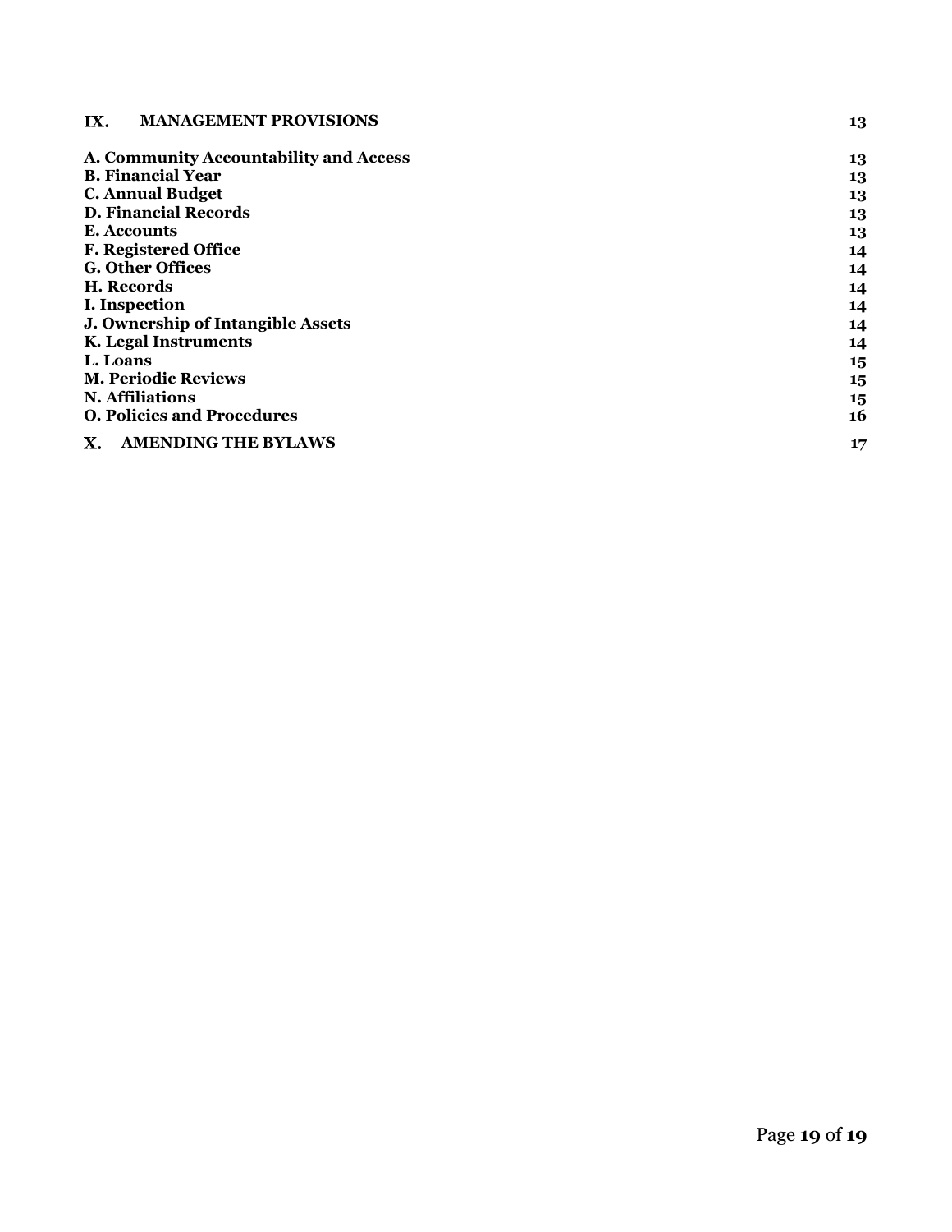| | |
|---|---|
| **IX. MANAGEMENT PROVISIONS** | **13** |
| **A. Community Accountability and Access** | **13** |
| **B. Financial Year** | **13** |
| **C. Annual Budget** | **13** |
| **D. Financial Records** | **13** |
| **E. Accounts** | **13** |
| **F. Registered Office** | **14** |
| **G. Other Offices** | **14** |
| **H. Records** | **14** |
| **I. Inspection** | **14** |
| **J. Ownership of Intangible Assets** | **14** |
| **K. Legal Instruments** | **14** |
| **L. Loans** | **15** |
| **M. Periodic Reviews** | **15** |
| **N. Affiliations** | **15** |
| **O. Policies and Procedures** | **16** |
| **X. AMENDING THE BYLAWS** | **17** |